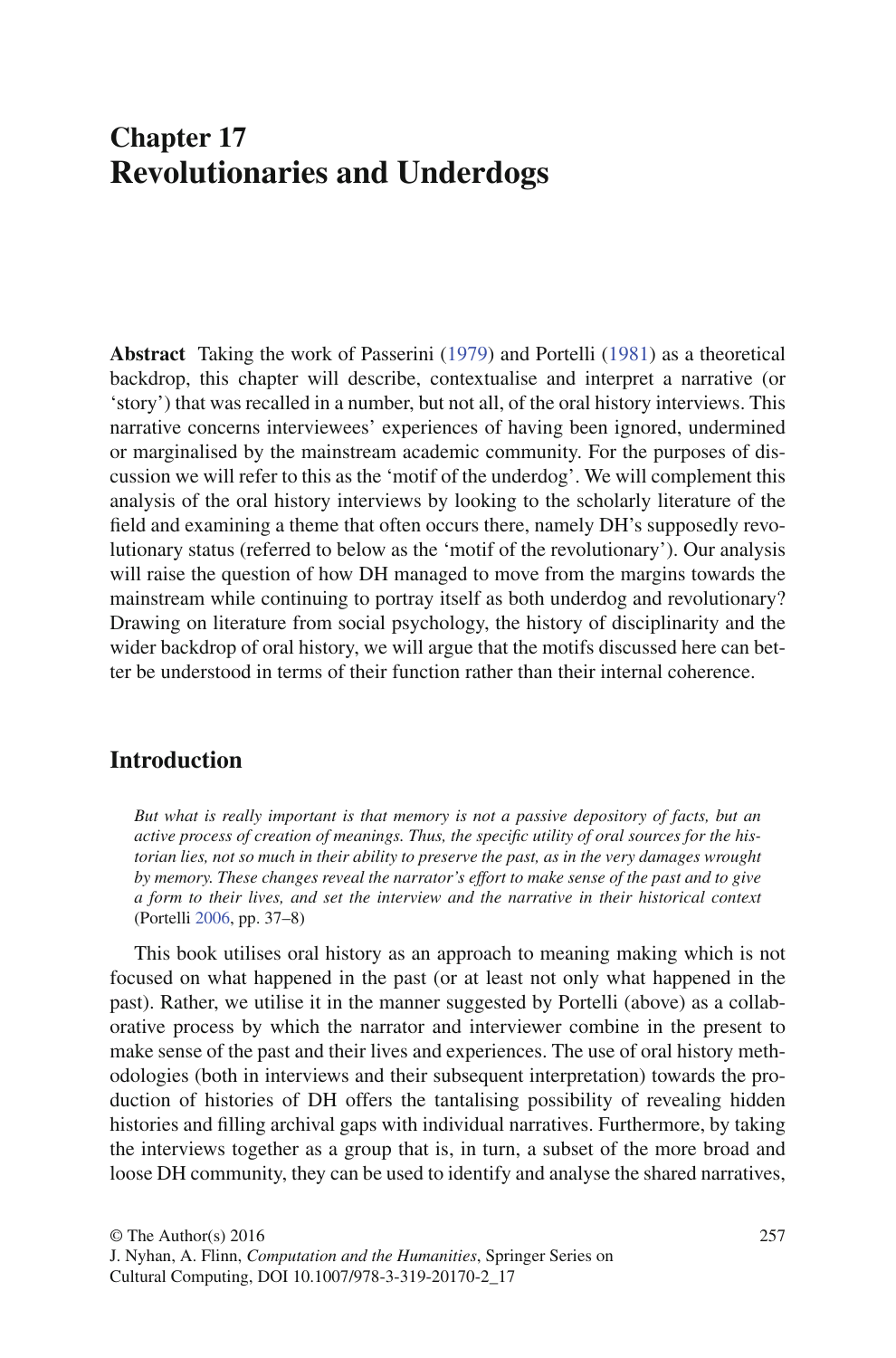# Chapter 17
# Revolutionaries and Underdogs

**Abstract** Taking the work of Passerini (1979) and Portelli (1981) as a theoretical backdrop, this chapter will describe, contextualise and interpret a narrative (or 'story') that was recalled in a number, but not all, of the oral history interviews. This narrative concerns interviewees' experiences of having been ignored, undermined or marginalised by the mainstream academic community. For the purposes of discussion we will refer to this as the 'motif of the underdog'. We will complement this analysis of the oral history interviews by looking to the scholarly literature of the field and examining a theme that often occurs there, namely DH's supposedly revolutionary status (referred to below as the 'motif of the revolutionary'). Our analysis will raise the question of how DH managed to move from the margins towards the mainstream while continuing to portray itself as both underdog and revolutionary? Drawing on literature from social psychology, the history of disciplinarity and the wider backdrop of oral history, we will argue that the motifs discussed here can better be understood in terms of their function rather than their internal coherence.

## Introduction

> *But what is really important is that memory is not a passive depository of facts, but an active process of creation of meanings. Thus, the specific utility of oral sources for the historian lies, not so much in their ability to preserve the past, as in the very damages wrought by memory. These changes reveal the narrator's effort to make sense of the past and to give a form to their lives, and set the interview and the narrative in their historical context* (Portelli 2006, pp. 37–8)

This book utilises oral history as an approach to meaning making which is not focused on what happened in the past (or at least not only what happened in the past). Rather, we utilise it in the manner suggested by Portelli (above) as a collaborative process by which the narrator and interviewer combine in the present to make sense of the past and their lives and experiences. The use of oral history methodologies (both in interviews and their subsequent interpretation) towards the production of histories of DH offers the tantalising possibility of revealing hidden histories and filling archival gaps with individual narratives. Furthermore, by taking the interviews together as a group that is, in turn, a subset of the more broad and loose DH community, they can be used to identify and analyse the shared narratives,

© The Author(s) 2016
J. Nyhan, A. Flinn, *Computation and the Humanities*, Springer Series on Cultural Computing, DOI 10.1007/978-3-319-20170-2_17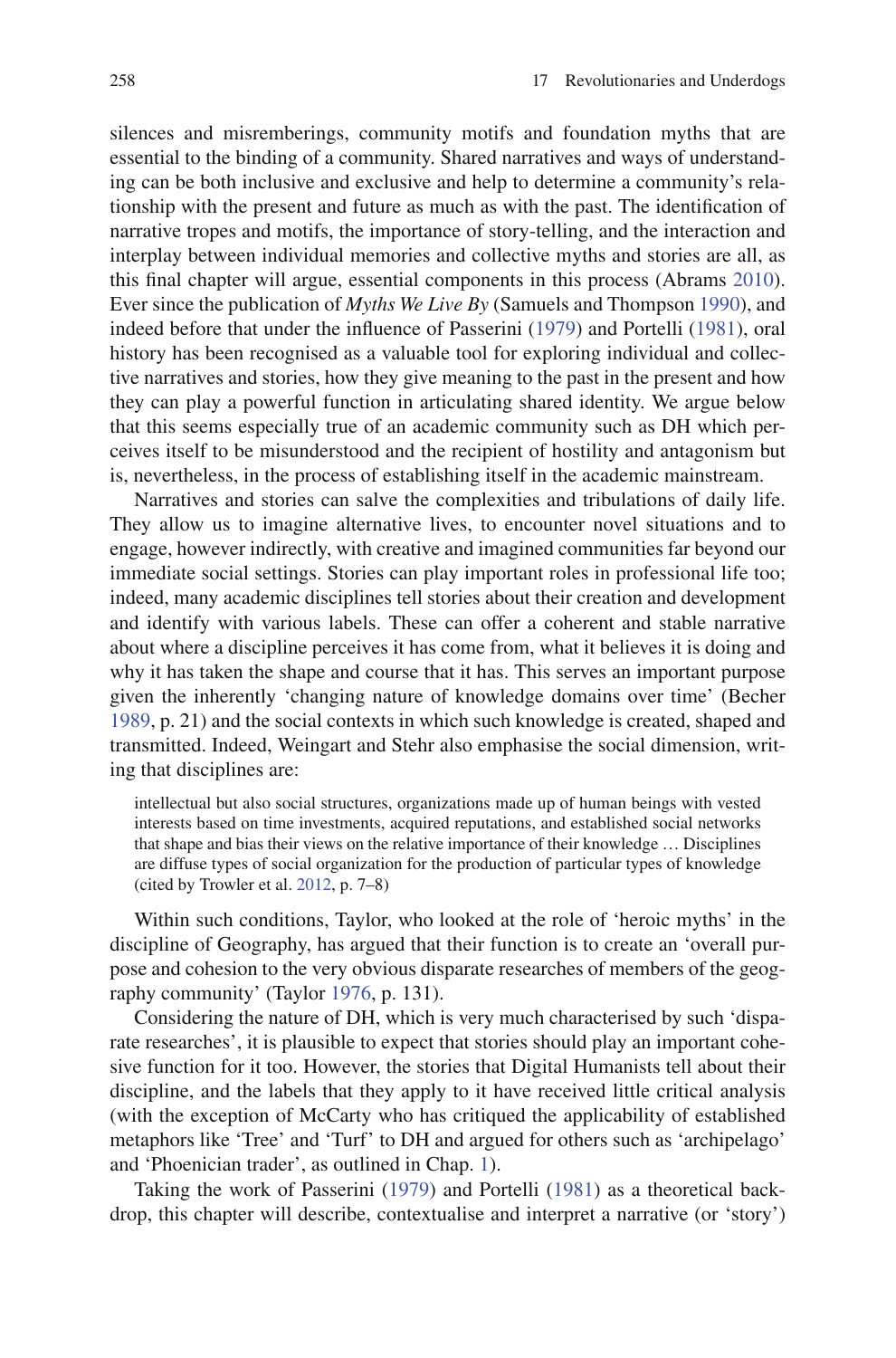silences and misremberings, community motifs and foundation myths that are essential to the binding of a community. Shared narratives and ways of understanding can be both inclusive and exclusive and help to determine a community's relationship with the present and future as much as with the past. The identification of narrative tropes and motifs, the importance of story-telling, and the interaction and interplay between individual memories and collective myths and stories are all, as this final chapter will argue, essential components in this process (Abrams 2010). Ever since the publication of *Myths We Live By* (Samuels and Thompson 1990), and indeed before that under the influence of Passerini (1979) and Portelli (1981), oral history has been recognised as a valuable tool for exploring individual and collective narratives and stories, how they give meaning to the past in the present and how they can play a powerful function in articulating shared identity. We argue below that this seems especially true of an academic community such as DH which perceives itself to be misunderstood and the recipient of hostility and antagonism but is, nevertheless, in the process of establishing itself in the academic mainstream.

Narratives and stories can salve the complexities and tribulations of daily life. They allow us to imagine alternative lives, to encounter novel situations and to engage, however indirectly, with creative and imagined communities far beyond our immediate social settings. Stories can play important roles in professional life too; indeed, many academic disciplines tell stories about their creation and development and identify with various labels. These can offer a coherent and stable narrative about where a discipline perceives it has come from, what it believes it is doing and why it has taken the shape and course that it has. This serves an important purpose given the inherently 'changing nature of knowledge domains over time' (Becher 1989, p. 21) and the social contexts in which such knowledge is created, shaped and transmitted. Indeed, Weingart and Stehr also emphasise the social dimension, writing that disciplines are:

> intellectual but also social structures, organizations made up of human beings with vested interests based on time investments, acquired reputations, and established social networks that shape and bias their views on the relative importance of their knowledge … Disciplines are diffuse types of social organization for the production of particular types of knowledge (cited by Trowler et al. 2012, p. 7–8)

Within such conditions, Taylor, who looked at the role of 'heroic myths' in the discipline of Geography, has argued that their function is to create an 'overall purpose and cohesion to the very obvious disparate researches of members of the geography community' (Taylor 1976, p. 131).

Considering the nature of DH, which is very much characterised by such 'disparate researches', it is plausible to expect that stories should play an important cohesive function for it too. However, the stories that Digital Humanists tell about their discipline, and the labels that they apply to it have received little critical analysis (with the exception of McCarty who has critiqued the applicability of established metaphors like 'Tree' and 'Turf' to DH and argued for others such as 'archipelago' and 'Phoenician trader', as outlined in Chap. 1).

Taking the work of Passerini (1979) and Portelli (1981) as a theoretical backdrop, this chapter will describe, contextualise and interpret a narrative (or 'story')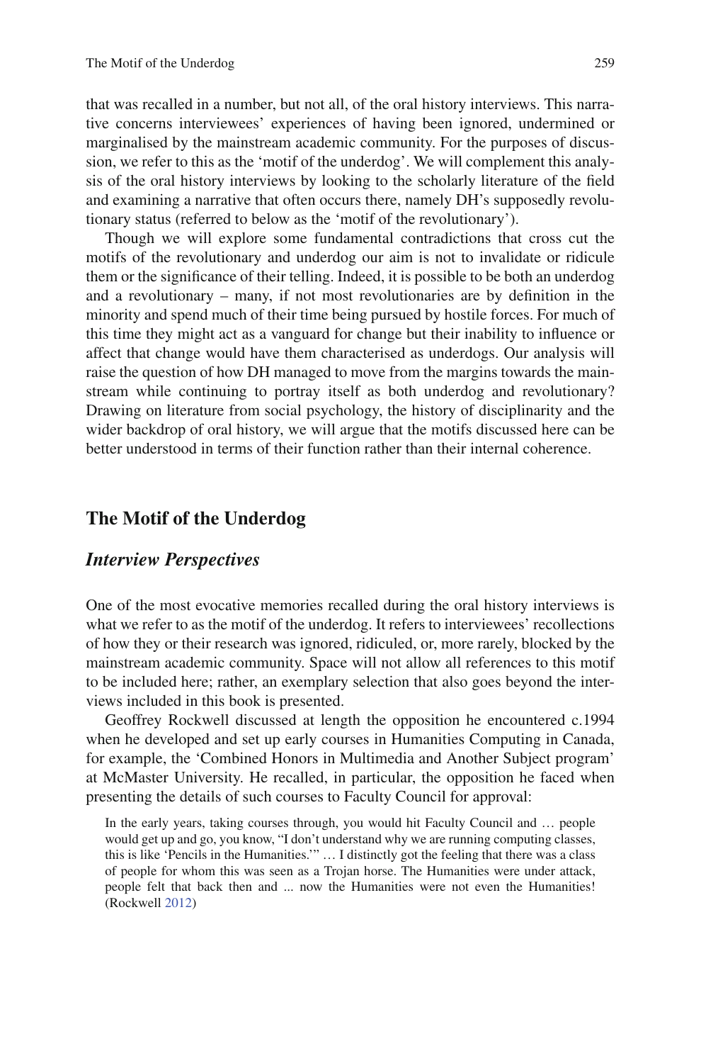that was recalled in a number, but not all, of the oral history interviews. This narrative concerns interviewees' experiences of having been ignored, undermined or marginalised by the mainstream academic community. For the purposes of discussion, we refer to this as the 'motif of the underdog'. We will complement this analysis of the oral history interviews by looking to the scholarly literature of the field and examining a narrative that often occurs there, namely DH's supposedly revolutionary status (referred to below as the 'motif of the revolutionary').

Though we will explore some fundamental contradictions that cross cut the motifs of the revolutionary and underdog our aim is not to invalidate or ridicule them or the significance of their telling. Indeed, it is possible to be both an underdog and a revolutionary – many, if not most revolutionaries are by definition in the minority and spend much of their time being pursued by hostile forces. For much of this time they might act as a vanguard for change but their inability to influence or affect that change would have them characterised as underdogs. Our analysis will raise the question of how DH managed to move from the margins towards the mainstream while continuing to portray itself as both underdog and revolutionary? Drawing on literature from social psychology, the history of disciplinarity and the wider backdrop of oral history, we will argue that the motifs discussed here can be better understood in terms of their function rather than their internal coherence.

## The Motif of the Underdog

### *Interview Perspectives*

One of the most evocative memories recalled during the oral history interviews is what we refer to as the motif of the underdog. It refers to interviewees' recollections of how they or their research was ignored, ridiculed, or, more rarely, blocked by the mainstream academic community. Space will not allow all references to this motif to be included here; rather, an exemplary selection that also goes beyond the interviews included in this book is presented.

Geoffrey Rockwell discussed at length the opposition he encountered c.1994 when he developed and set up early courses in Humanities Computing in Canada, for example, the 'Combined Honors in Multimedia and Another Subject program' at McMaster University. He recalled, in particular, the opposition he faced when presenting the details of such courses to Faculty Council for approval:

> In the early years, taking courses through, you would hit Faculty Council and … people would get up and go, you know, "I don't understand why we are running computing classes, this is like 'Pencils in the Humanities.'" … I distinctly got the feeling that there was a class of people for whom this was seen as a Trojan horse. The Humanities were under attack, people felt that back then and ... now the Humanities were not even the Humanities! (Rockwell 2012)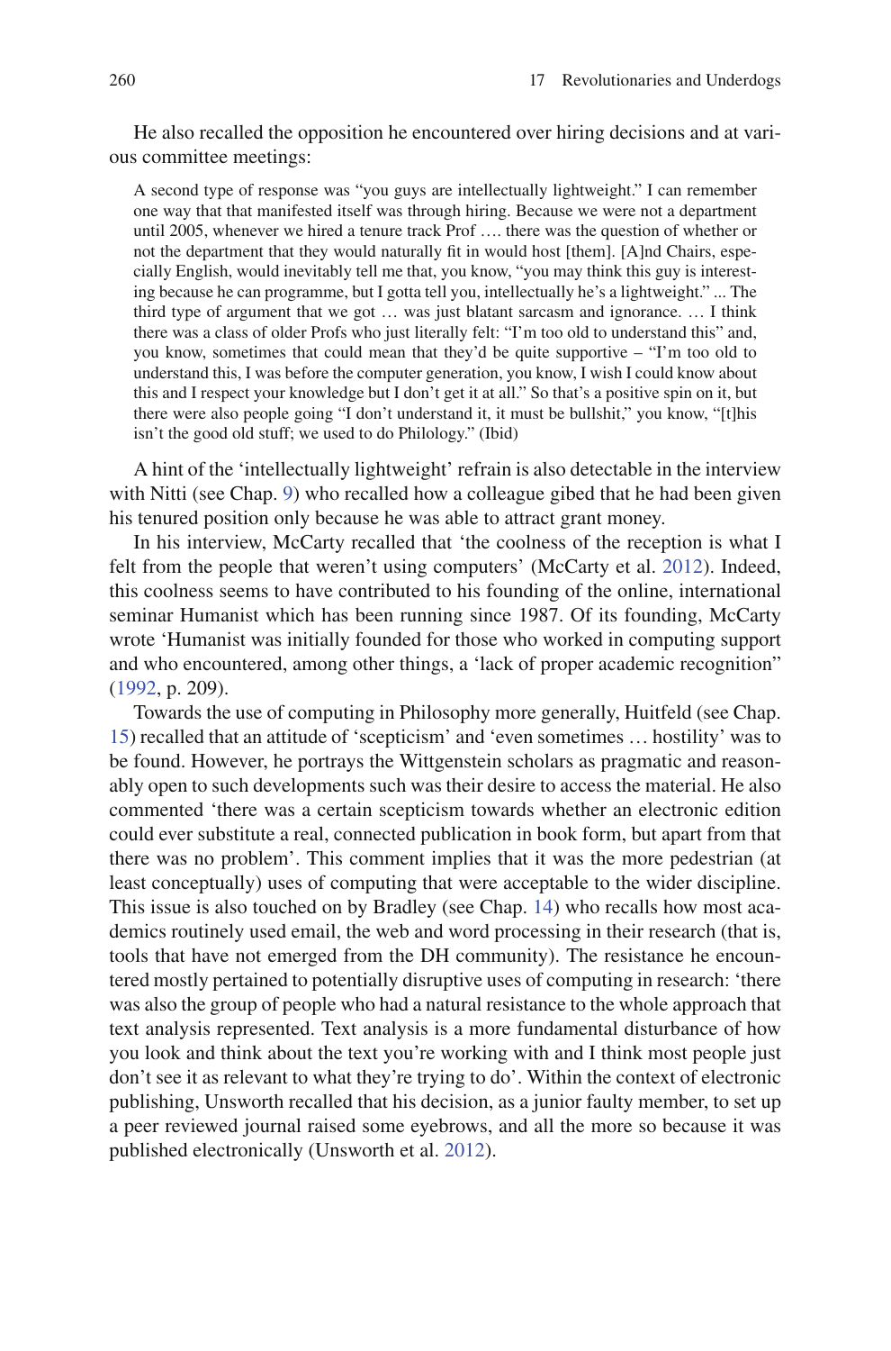He also recalled the opposition he encountered over hiring decisions and at various committee meetings:

> A second type of response was "you guys are intellectually lightweight." I can remember one way that that manifested itself was through hiring. Because we were not a department until 2005, whenever we hired a tenure track Prof …. there was the question of whether or not the department that they would naturally fit in would host [them]. [A]nd Chairs, especially English, would inevitably tell me that, you know, "you may think this guy is interesting because he can programme, but I gotta tell you, intellectually he's a lightweight." ... The third type of argument that we got … was just blatant sarcasm and ignorance. … I think there was a class of older Profs who just literally felt: "I'm too old to understand this" and, you know, sometimes that could mean that they'd be quite supportive – "I'm too old to understand this, I was before the computer generation, you know, I wish I could know about this and I respect your knowledge but I don't get it at all." So that's a positive spin on it, but there were also people going "I don't understand it, it must be bullshit," you know, "[t]his isn't the good old stuff; we used to do Philology." (Ibid)

A hint of the 'intellectually lightweight' refrain is also detectable in the interview with Nitti (see Chap. 9) who recalled how a colleague gibed that he had been given his tenured position only because he was able to attract grant money.

In his interview, McCarty recalled that 'the coolness of the reception is what I felt from the people that weren't using computers' (McCarty et al. 2012). Indeed, this coolness seems to have contributed to his founding of the online, international seminar Humanist which has been running since 1987. Of its founding, McCarty wrote 'Humanist was initially founded for those who worked in computing support and who encountered, among other things, a 'lack of proper academic recognition'' (1992, p. 209).

Towards the use of computing in Philosophy more generally, Huitfeld (see Chap. 15) recalled that an attitude of 'scepticism' and 'even sometimes … hostility' was to be found. However, he portrays the Wittgenstein scholars as pragmatic and reasonably open to such developments such was their desire to access the material. He also commented 'there was a certain scepticism towards whether an electronic edition could ever substitute a real, connected publication in book form, but apart from that there was no problem'. This comment implies that it was the more pedestrian (at least conceptually) uses of computing that were acceptable to the wider discipline. This issue is also touched on by Bradley (see Chap. 14) who recalls how most academics routinely used email, the web and word processing in their research (that is, tools that have not emerged from the DH community). The resistance he encountered mostly pertained to potentially disruptive uses of computing in research: 'there was also the group of people who had a natural resistance to the whole approach that text analysis represented. Text analysis is a more fundamental disturbance of how you look and think about the text you're working with and I think most people just don't see it as relevant to what they're trying to do'. Within the context of electronic publishing, Unsworth recalled that his decision, as a junior faulty member, to set up a peer reviewed journal raised some eyebrows, and all the more so because it was published electronically (Unsworth et al. 2012).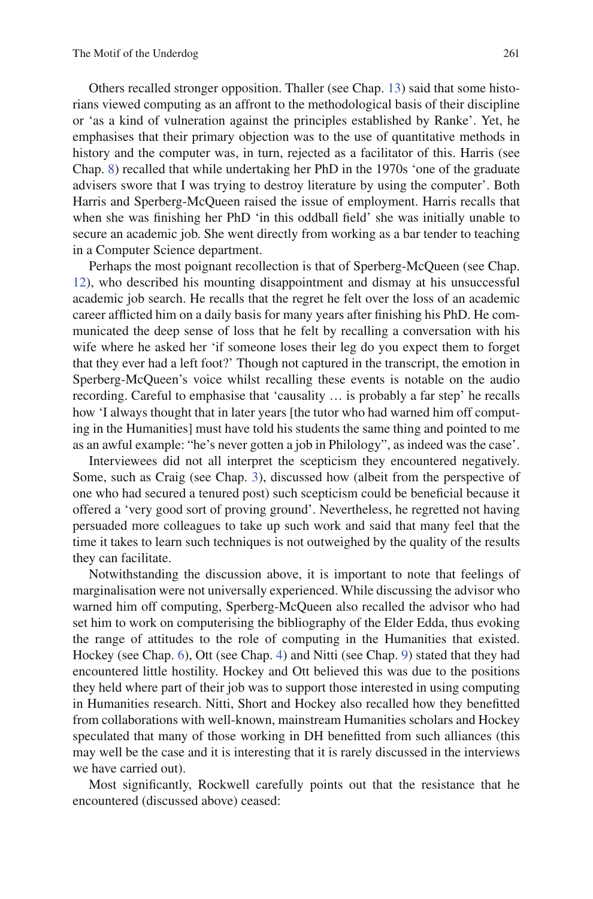Others recalled stronger opposition. Thaller (see Chap. 13) said that some historians viewed computing as an affront to the methodological basis of their discipline or 'as a kind of vulneration against the principles established by Ranke'. Yet, he emphasises that their primary objection was to the use of quantitative methods in history and the computer was, in turn, rejected as a facilitator of this. Harris (see Chap. 8) recalled that while undertaking her PhD in the 1970s 'one of the graduate advisers swore that I was trying to destroy literature by using the computer'. Both Harris and Sperberg-McQueen raised the issue of employment. Harris recalls that when she was finishing her PhD 'in this oddball field' she was initially unable to secure an academic job. She went directly from working as a bar tender to teaching in a Computer Science department.

Perhaps the most poignant recollection is that of Sperberg-McQueen (see Chap. 12), who described his mounting disappointment and dismay at his unsuccessful academic job search. He recalls that the regret he felt over the loss of an academic career afflicted him on a daily basis for many years after finishing his PhD. He communicated the deep sense of loss that he felt by recalling a conversation with his wife where he asked her 'if someone loses their leg do you expect them to forget that they ever had a left foot?' Though not captured in the transcript, the emotion in Sperberg-McQueen's voice whilst recalling these events is notable on the audio recording. Careful to emphasise that 'causality … is probably a far step' he recalls how 'I always thought that in later years [the tutor who had warned him off computing in the Humanities] must have told his students the same thing and pointed to me as an awful example: "he's never gotten a job in Philology", as indeed was the case'.

Interviewees did not all interpret the scepticism they encountered negatively. Some, such as Craig (see Chap. 3), discussed how (albeit from the perspective of one who had secured a tenured post) such scepticism could be beneficial because it offered a 'very good sort of proving ground'. Nevertheless, he regretted not having persuaded more colleagues to take up such work and said that many feel that the time it takes to learn such techniques is not outweighed by the quality of the results they can facilitate.

Notwithstanding the discussion above, it is important to note that feelings of marginalisation were not universally experienced. While discussing the advisor who warned him off computing, Sperberg-McQueen also recalled the advisor who had set him to work on computerising the bibliography of the Elder Edda, thus evoking the range of attitudes to the role of computing in the Humanities that existed. Hockey (see Chap. 6), Ott (see Chap. 4) and Nitti (see Chap. 9) stated that they had encountered little hostility. Hockey and Ott believed this was due to the positions they held where part of their job was to support those interested in using computing in Humanities research. Nitti, Short and Hockey also recalled how they benefitted from collaborations with well-known, mainstream Humanities scholars and Hockey speculated that many of those working in DH benefitted from such alliances (this may well be the case and it is interesting that it is rarely discussed in the interviews we have carried out).

Most significantly, Rockwell carefully points out that the resistance that he encountered (discussed above) ceased: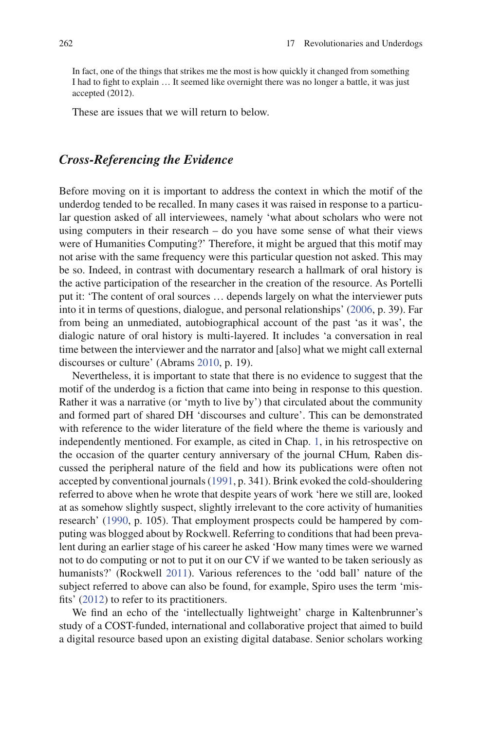> In fact, one of the things that strikes me the most is how quickly it changed from something I had to fight to explain … It seemed like overnight there was no longer a battle, it was just accepted (2012).

These are issues that we will return to below.

## *Cross-Referencing the Evidence*

Before moving on it is important to address the context in which the motif of the underdog tended to be recalled. In many cases it was raised in response to a particular question asked of all interviewees, namely 'what about scholars who were not using computers in their research – do you have some sense of what their views were of Humanities Computing?' Therefore, it might be argued that this motif may not arise with the same frequency were this particular question not asked. This may be so. Indeed, in contrast with documentary research a hallmark of oral history is the active participation of the researcher in the creation of the resource. As Portelli put it: 'The content of oral sources … depends largely on what the interviewer puts into it in terms of questions, dialogue, and personal relationships' (2006, p. 39). Far from being an unmediated, autobiographical account of the past 'as it was', the dialogic nature of oral history is multi-layered. It includes 'a conversation in real time between the interviewer and the narrator and [also] what we might call external discourses or culture' (Abrams 2010, p. 19).

Nevertheless, it is important to state that there is no evidence to suggest that the motif of the underdog is a fiction that came into being in response to this question. Rather it was a narrative (or 'myth to live by') that circulated about the community and formed part of shared DH 'discourses and culture'. This can be demonstrated with reference to the wider literature of the field where the theme is variously and independently mentioned. For example, as cited in Chap. 1, in his retrospective on the occasion of the quarter century anniversary of the journal CHum*,* Raben discussed the peripheral nature of the field and how its publications were often not accepted by conventional journals (1991, p. 341). Brink evoked the cold-shouldering referred to above when he wrote that despite years of work 'here we still are, looked at as somehow slightly suspect, slightly irrelevant to the core activity of humanities research' (1990, p. 105). That employment prospects could be hampered by computing was blogged about by Rockwell. Referring to conditions that had been prevalent during an earlier stage of his career he asked 'How many times were we warned not to do computing or not to put it on our CV if we wanted to be taken seriously as humanists?' (Rockwell 2011). Various references to the 'odd ball' nature of the subject referred to above can also be found, for example, Spiro uses the term 'misfits' (2012) to refer to its practitioners.

We find an echo of the 'intellectually lightweight' charge in Kaltenbrunner's study of a COST-funded, international and collaborative project that aimed to build a digital resource based upon an existing digital database. Senior scholars working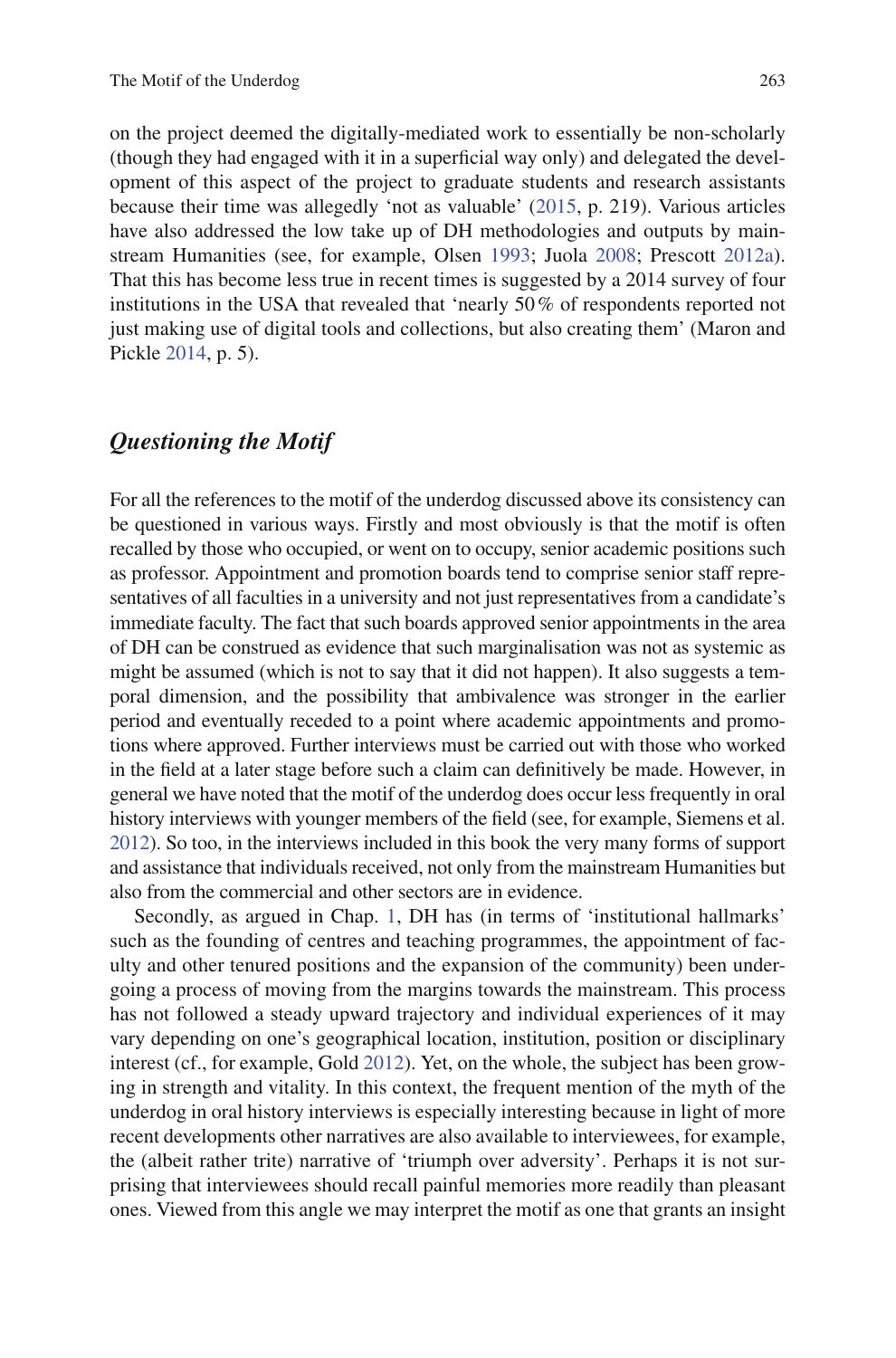on the project deemed the digitally-mediated work to essentially be non-scholarly (though they had engaged with it in a superficial way only) and delegated the development of this aspect of the project to graduate students and research assistants because their time was allegedly 'not as valuable' (2015, p. 219). Various articles have also addressed the low take up of DH methodologies and outputs by mainstream Humanities (see, for example, Olsen 1993; Juola 2008; Prescott 2012a). That this has become less true in recent times is suggested by a 2014 survey of four institutions in the USA that revealed that 'nearly 50 % of respondents reported not just making use of digital tools and collections, but also creating them' (Maron and Pickle 2014, p. 5).

## *Questioning the Motif*

For all the references to the motif of the underdog discussed above its consistency can be questioned in various ways. Firstly and most obviously is that the motif is often recalled by those who occupied, or went on to occupy, senior academic positions such as professor. Appointment and promotion boards tend to comprise senior staff representatives of all faculties in a university and not just representatives from a candidate's immediate faculty. The fact that such boards approved senior appointments in the area of DH can be construed as evidence that such marginalisation was not as systemic as might be assumed (which is not to say that it did not happen). It also suggests a temporal dimension, and the possibility that ambivalence was stronger in the earlier period and eventually receded to a point where academic appointments and promotions where approved. Further interviews must be carried out with those who worked in the field at a later stage before such a claim can definitively be made. However, in general we have noted that the motif of the underdog does occur less frequently in oral history interviews with younger members of the field (see, for example, Siemens et al. 2012). So too, in the interviews included in this book the very many forms of support and assistance that individuals received, not only from the mainstream Humanities but also from the commercial and other sectors are in evidence.

Secondly, as argued in Chap. 1, DH has (in terms of 'institutional hallmarks' such as the founding of centres and teaching programmes, the appointment of faculty and other tenured positions and the expansion of the community) been undergoing a process of moving from the margins towards the mainstream. This process has not followed a steady upward trajectory and individual experiences of it may vary depending on one's geographical location, institution, position or disciplinary interest (cf., for example, Gold 2012). Yet, on the whole, the subject has been growing in strength and vitality. In this context, the frequent mention of the myth of the underdog in oral history interviews is especially interesting because in light of more recent developments other narratives are also available to interviewees, for example, the (albeit rather trite) narrative of 'triumph over adversity'. Perhaps it is not surprising that interviewees should recall painful memories more readily than pleasant ones. Viewed from this angle we may interpret the motif as one that grants an insight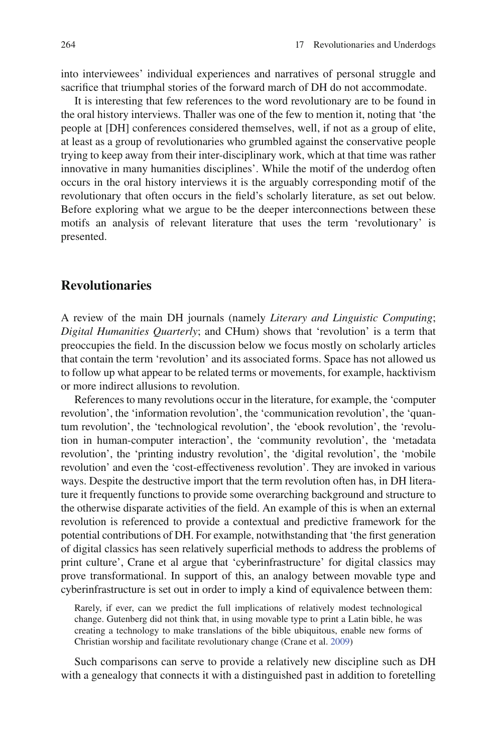into interviewees' individual experiences and narratives of personal struggle and sacrifice that triumphal stories of the forward march of DH do not accommodate.

It is interesting that few references to the word revolutionary are to be found in the oral history interviews. Thaller was one of the few to mention it, noting that 'the people at [DH] conferences considered themselves, well, if not as a group of elite, at least as a group of revolutionaries who grumbled against the conservative people trying to keep away from their inter-disciplinary work, which at that time was rather innovative in many humanities disciplines'. While the motif of the underdog often occurs in the oral history interviews it is the arguably corresponding motif of the revolutionary that often occurs in the field's scholarly literature, as set out below. Before exploring what we argue to be the deeper interconnections between these motifs an analysis of relevant literature that uses the term 'revolutionary' is presented.

## Revolutionaries

A review of the main DH journals (namely *Literary and Linguistic Computing*; *Digital Humanities Quarterly*; and CHum) shows that 'revolution' is a term that preoccupies the field. In the discussion below we focus mostly on scholarly articles that contain the term 'revolution' and its associated forms. Space has not allowed us to follow up what appear to be related terms or movements, for example, hacktivism or more indirect allusions to revolution.

References to many revolutions occur in the literature, for example, the 'computer revolution', the 'information revolution', the 'communication revolution', the 'quantum revolution', the 'technological revolution', the 'ebook revolution', the 'revolution in human-computer interaction', the 'community revolution', the 'metadata revolution', the 'printing industry revolution', the 'digital revolution', the 'mobile revolution' and even the 'cost-effectiveness revolution'. They are invoked in various ways. Despite the destructive import that the term revolution often has, in DH literature it frequently functions to provide some overarching background and structure to the otherwise disparate activities of the field. An example of this is when an external revolution is referenced to provide a contextual and predictive framework for the potential contributions of DH. For example, notwithstanding that 'the first generation of digital classics has seen relatively superficial methods to address the problems of print culture', Crane et al argue that 'cyberinfrastructure' for digital classics may prove transformational. In support of this, an analogy between movable type and cyberinfrastructure is set out in order to imply a kind of equivalence between them:

> Rarely, if ever, can we predict the full implications of relatively modest technological change. Gutenberg did not think that, in using movable type to print a Latin bible, he was creating a technology to make translations of the bible ubiquitous, enable new forms of Christian worship and facilitate revolutionary change (Crane et al. 2009)

Such comparisons can serve to provide a relatively new discipline such as DH with a genealogy that connects it with a distinguished past in addition to foretelling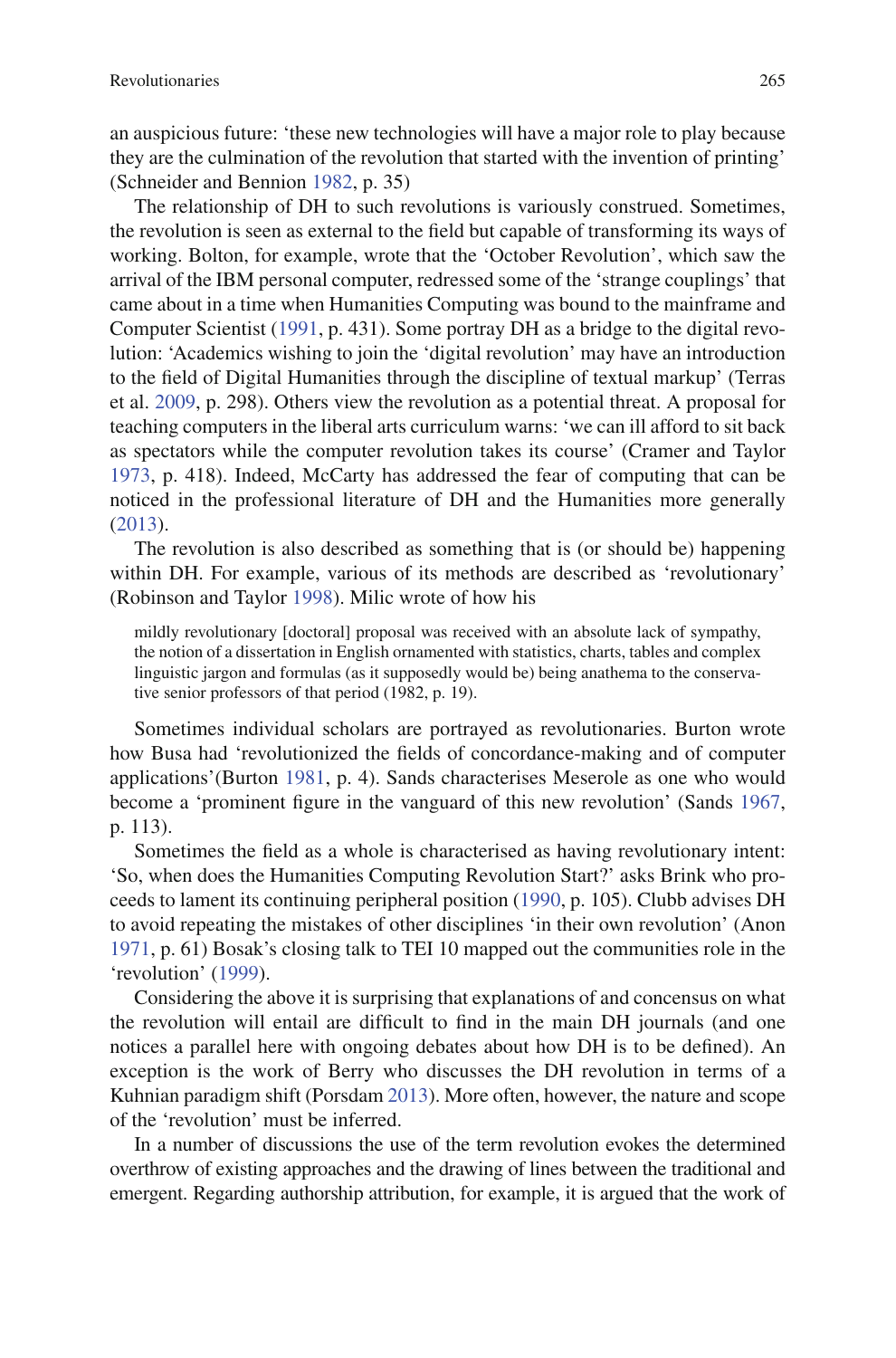an auspicious future: 'these new technologies will have a major role to play because they are the culmination of the revolution that started with the invention of printing' (Schneider and Bennion 1982, p. 35)

The relationship of DH to such revolutions is variously construed. Sometimes, the revolution is seen as external to the field but capable of transforming its ways of working. Bolton, for example, wrote that the 'October Revolution', which saw the arrival of the IBM personal computer, redressed some of the 'strange couplings' that came about in a time when Humanities Computing was bound to the mainframe and Computer Scientist (1991, p. 431). Some portray DH as a bridge to the digital revolution: 'Academics wishing to join the 'digital revolution' may have an introduction to the field of Digital Humanities through the discipline of textual markup' (Terras et al. 2009, p. 298). Others view the revolution as a potential threat. A proposal for teaching computers in the liberal arts curriculum warns: 'we can ill afford to sit back as spectators while the computer revolution takes its course' (Cramer and Taylor 1973, p. 418). Indeed, McCarty has addressed the fear of computing that can be noticed in the professional literature of DH and the Humanities more generally (2013).

The revolution is also described as something that is (or should be) happening within DH. For example, various of its methods are described as 'revolutionary' (Robinson and Taylor 1998). Milic wrote of how his

> mildly revolutionary [doctoral] proposal was received with an absolute lack of sympathy, the notion of a dissertation in English ornamented with statistics, charts, tables and complex linguistic jargon and formulas (as it supposedly would be) being anathema to the conservative senior professors of that period (1982, p. 19).

Sometimes individual scholars are portrayed as revolutionaries. Burton wrote how Busa had 'revolutionized the fields of concordance-making and of computer applications'(Burton 1981, p. 4). Sands characterises Meserole as one who would become a 'prominent figure in the vanguard of this new revolution' (Sands 1967, p. 113).

Sometimes the field as a whole is characterised as having revolutionary intent: 'So, when does the Humanities Computing Revolution Start?' asks Brink who proceeds to lament its continuing peripheral position (1990, p. 105). Clubb advises DH to avoid repeating the mistakes of other disciplines 'in their own revolution' (Anon 1971, p. 61) Bosak's closing talk to TEI 10 mapped out the communities role in the 'revolution' (1999).

Considering the above it is surprising that explanations of and concensus on what the revolution will entail are difficult to find in the main DH journals (and one notices a parallel here with ongoing debates about how DH is to be defined). An exception is the work of Berry who discusses the DH revolution in terms of a Kuhnian paradigm shift (Porsdam 2013). More often, however, the nature and scope of the 'revolution' must be inferred.

In a number of discussions the use of the term revolution evokes the determined overthrow of existing approaches and the drawing of lines between the traditional and emergent. Regarding authorship attribution, for example, it is argued that the work of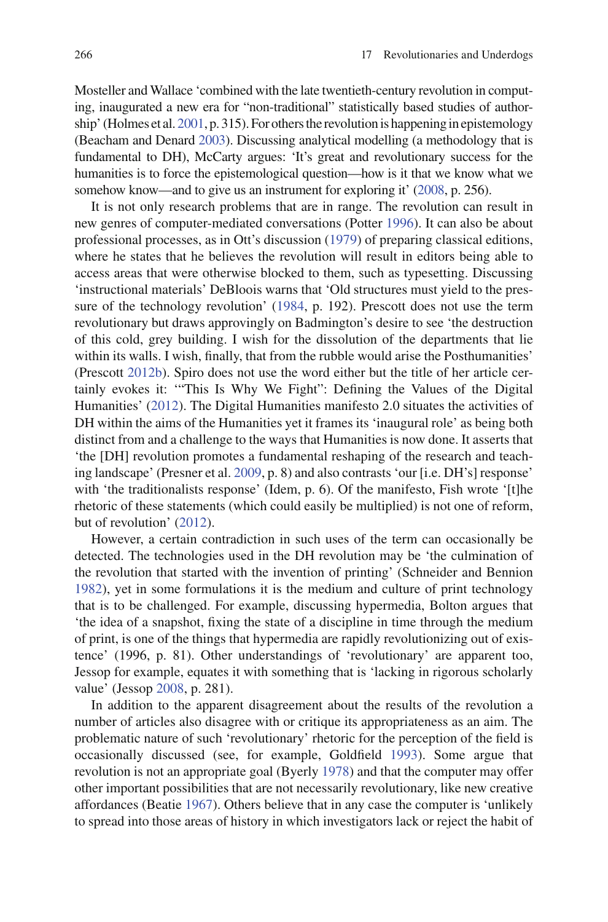Mosteller and Wallace 'combined with the late twentieth-century revolution in computing, inaugurated a new era for "non-traditional" statistically based studies of authorship' (Holmes et al. 2001, p. 315). For others the revolution is happening in epistemology (Beacham and Denard 2003). Discussing analytical modelling (a methodology that is fundamental to DH), McCarty argues: 'It's great and revolutionary success for the humanities is to force the epistemological question—how is it that we know what we somehow know—and to give us an instrument for exploring it' (2008, p. 256).

It is not only research problems that are in range. The revolution can result in new genres of computer-mediated conversations (Potter 1996). It can also be about professional processes, as in Ott's discussion (1979) of preparing classical editions, where he states that he believes the revolution will result in editors being able to access areas that were otherwise blocked to them, such as typesetting. Discussing 'instructional materials' DeBloois warns that 'Old structures must yield to the pressure of the technology revolution' (1984, p. 192). Prescott does not use the term revolutionary but draws approvingly on Badmington's desire to see 'the destruction of this cold, grey building. I wish for the dissolution of the departments that lie within its walls. I wish, finally, that from the rubble would arise the Posthumanities' (Prescott 2012b). Spiro does not use the word either but the title of her article certainly evokes it: '"This Is Why We Fight": Defining the Values of the Digital Humanities' (2012). The Digital Humanities manifesto 2.0 situates the activities of DH within the aims of the Humanities yet it frames its 'inaugural role' as being both distinct from and a challenge to the ways that Humanities is now done. It asserts that 'the [DH] revolution promotes a fundamental reshaping of the research and teaching landscape' (Presner et al. 2009, p. 8) and also contrasts 'our [i.e. DH's] response' with 'the traditionalists response' (Idem, p. 6). Of the manifesto, Fish wrote '[t]he rhetoric of these statements (which could easily be multiplied) is not one of reform, but of revolution' (2012).

However, a certain contradiction in such uses of the term can occasionally be detected. The technologies used in the DH revolution may be 'the culmination of the revolution that started with the invention of printing' (Schneider and Bennion 1982), yet in some formulations it is the medium and culture of print technology that is to be challenged. For example, discussing hypermedia, Bolton argues that 'the idea of a snapshot, fixing the state of a discipline in time through the medium of print, is one of the things that hypermedia are rapidly revolutionizing out of existence' (1996, p. 81). Other understandings of 'revolutionary' are apparent too, Jessop for example, equates it with something that is 'lacking in rigorous scholarly value' (Jessop 2008, p. 281).

In addition to the apparent disagreement about the results of the revolution a number of articles also disagree with or critique its appropriateness as an aim. The problematic nature of such 'revolutionary' rhetoric for the perception of the field is occasionally discussed (see, for example, Goldfield 1993). Some argue that revolution is not an appropriate goal (Byerly 1978) and that the computer may offer other important possibilities that are not necessarily revolutionary, like new creative affordances (Beatie 1967). Others believe that in any case the computer is 'unlikely to spread into those areas of history in which investigators lack or reject the habit of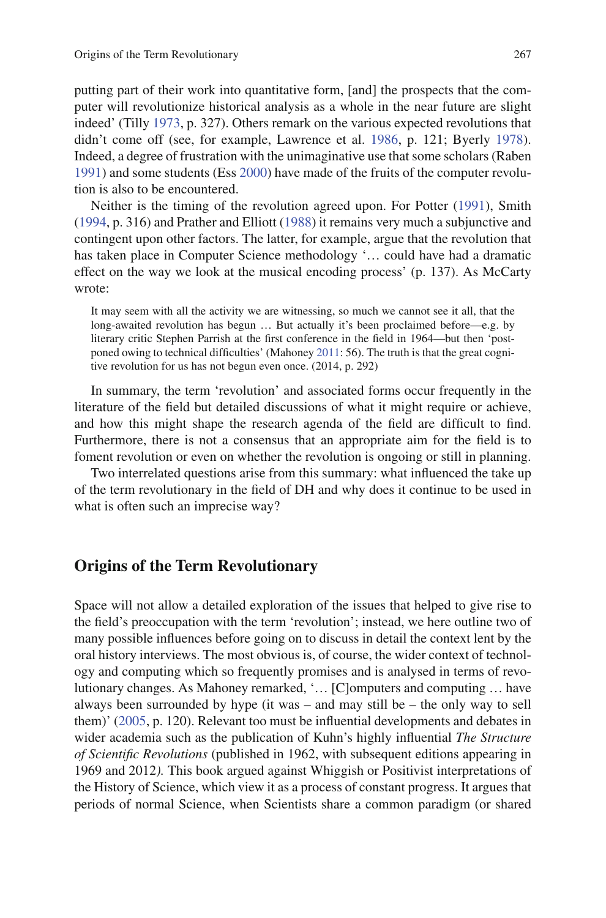putting part of their work into quantitative form, [and] the prospects that the computer will revolutionize historical analysis as a whole in the near future are slight indeed' (Tilly 1973, p. 327). Others remark on the various expected revolutions that didn't come off (see, for example, Lawrence et al. 1986, p. 121; Byerly 1978). Indeed, a degree of frustration with the unimaginative use that some scholars (Raben 1991) and some students (Ess 2000) have made of the fruits of the computer revolution is also to be encountered.

Neither is the timing of the revolution agreed upon. For Potter (1991), Smith (1994, p. 316) and Prather and Elliott (1988) it remains very much a subjunctive and contingent upon other factors. The latter, for example, argue that the revolution that has taken place in Computer Science methodology '… could have had a dramatic effect on the way we look at the musical encoding process' (p. 137). As McCarty wrote:

> It may seem with all the activity we are witnessing, so much we cannot see it all, that the long-awaited revolution has begun … But actually it's been proclaimed before—e.g. by literary critic Stephen Parrish at the first conference in the field in 1964—but then 'postponed owing to technical difficulties' (Mahoney 2011: 56). The truth is that the great cognitive revolution for us has not begun even once. (2014, p. 292)

In summary, the term 'revolution' and associated forms occur frequently in the literature of the field but detailed discussions of what it might require or achieve, and how this might shape the research agenda of the field are difficult to find. Furthermore, there is not a consensus that an appropriate aim for the field is to foment revolution or even on whether the revolution is ongoing or still in planning.

Two interrelated questions arise from this summary: what influenced the take up of the term revolutionary in the field of DH and why does it continue to be used in what is often such an imprecise way?

## Origins of the Term Revolutionary

Space will not allow a detailed exploration of the issues that helped to give rise to the field's preoccupation with the term 'revolution'; instead, we here outline two of many possible influences before going on to discuss in detail the context lent by the oral history interviews. The most obvious is, of course, the wider context of technology and computing which so frequently promises and is analysed in terms of revolutionary changes. As Mahoney remarked, '… [C]omputers and computing … have always been surrounded by hype (it was – and may still be – the only way to sell them)' (2005, p. 120). Relevant too must be influential developments and debates in wider academia such as the publication of Kuhn's highly influential *The Structure of Scientific Revolutions* (published in 1962, with subsequent editions appearing in 1969 and 2012*).* This book argued against Whiggish or Positivist interpretations of the History of Science, which view it as a process of constant progress. It argues that periods of normal Science, when Scientists share a common paradigm (or shared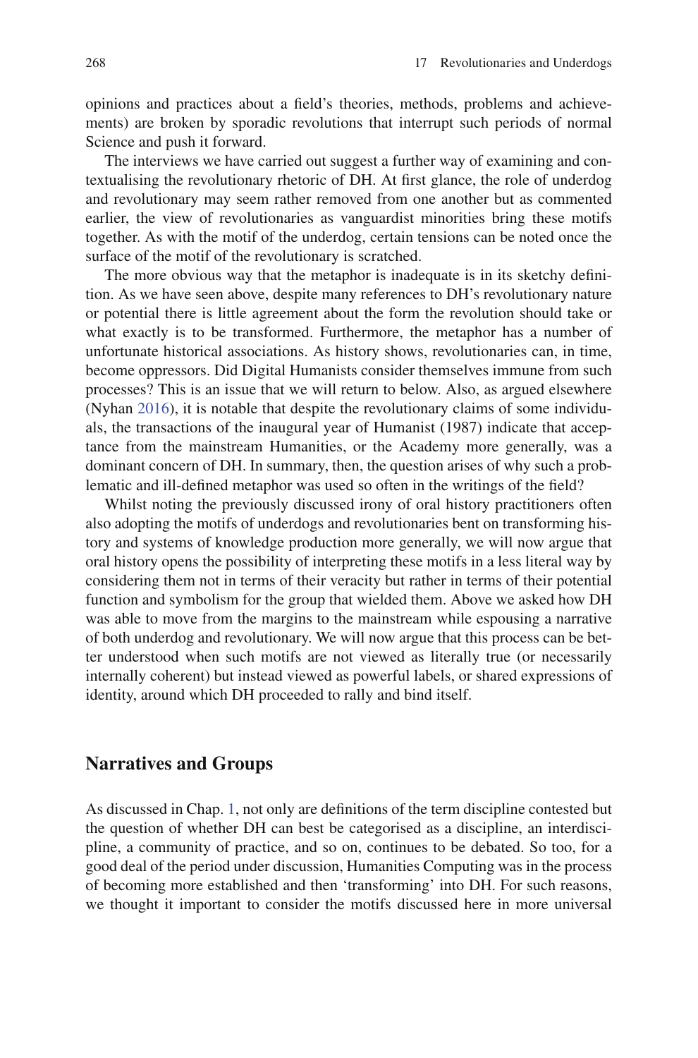opinions and practices about a field's theories, methods, problems and achievements) are broken by sporadic revolutions that interrupt such periods of normal Science and push it forward.

The interviews we have carried out suggest a further way of examining and contextualising the revolutionary rhetoric of DH. At first glance, the role of underdog and revolutionary may seem rather removed from one another but as commented earlier, the view of revolutionaries as vanguardist minorities bring these motifs together. As with the motif of the underdog, certain tensions can be noted once the surface of the motif of the revolutionary is scratched.

The more obvious way that the metaphor is inadequate is in its sketchy definition. As we have seen above, despite many references to DH's revolutionary nature or potential there is little agreement about the form the revolution should take or what exactly is to be transformed. Furthermore, the metaphor has a number of unfortunate historical associations. As history shows, revolutionaries can, in time, become oppressors. Did Digital Humanists consider themselves immune from such processes? This is an issue that we will return to below. Also, as argued elsewhere (Nyhan 2016), it is notable that despite the revolutionary claims of some individuals, the transactions of the inaugural year of Humanist (1987) indicate that acceptance from the mainstream Humanities, or the Academy more generally, was a dominant concern of DH. In summary, then, the question arises of why such a problematic and ill-defined metaphor was used so often in the writings of the field?

Whilst noting the previously discussed irony of oral history practitioners often also adopting the motifs of underdogs and revolutionaries bent on transforming history and systems of knowledge production more generally, we will now argue that oral history opens the possibility of interpreting these motifs in a less literal way by considering them not in terms of their veracity but rather in terms of their potential function and symbolism for the group that wielded them. Above we asked how DH was able to move from the margins to the mainstream while espousing a narrative of both underdog and revolutionary. We will now argue that this process can be better understood when such motifs are not viewed as literally true (or necessarily internally coherent) but instead viewed as powerful labels, or shared expressions of identity, around which DH proceeded to rally and bind itself.

## Narratives and Groups

As discussed in Chap. 1, not only are definitions of the term discipline contested but the question of whether DH can best be categorised as a discipline, an interdiscipline, a community of practice, and so on, continues to be debated. So too, for a good deal of the period under discussion, Humanities Computing was in the process of becoming more established and then 'transforming' into DH. For such reasons, we thought it important to consider the motifs discussed here in more universal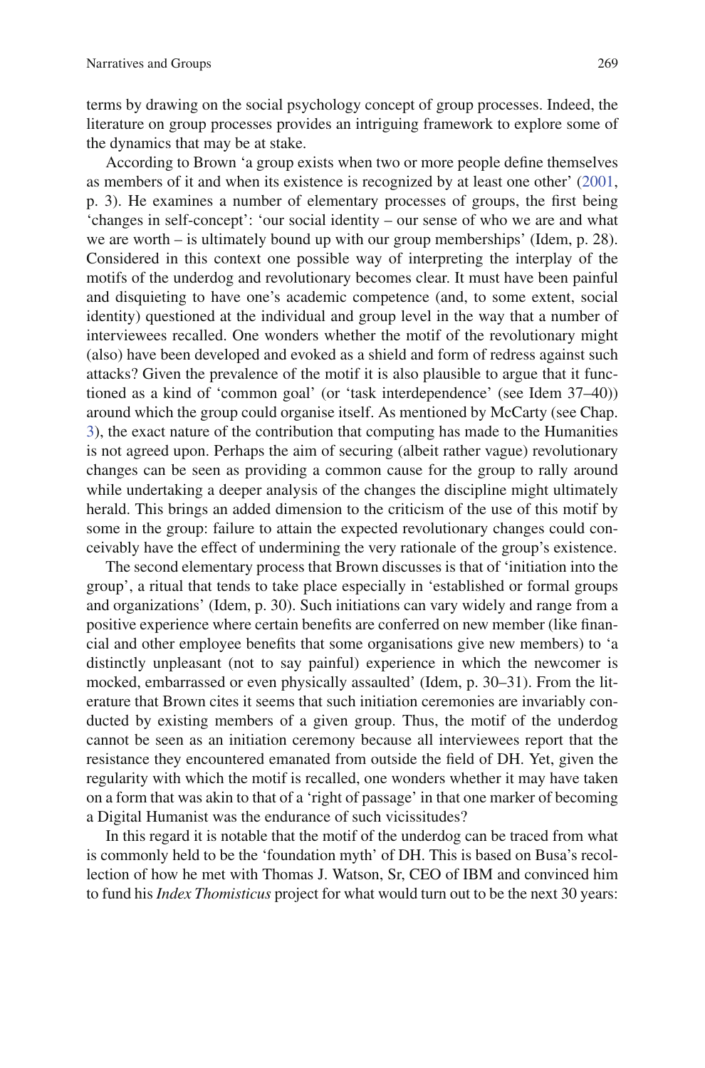terms by drawing on the social psychology concept of group processes. Indeed, the literature on group processes provides an intriguing framework to explore some of the dynamics that may be at stake.

According to Brown 'a group exists when two or more people define themselves as members of it and when its existence is recognized by at least one other' (2001, p. 3). He examines a number of elementary processes of groups, the first being 'changes in self-concept': 'our social identity – our sense of who we are and what we are worth – is ultimately bound up with our group memberships' (Idem, p. 28). Considered in this context one possible way of interpreting the interplay of the motifs of the underdog and revolutionary becomes clear. It must have been painful and disquieting to have one's academic competence (and, to some extent, social identity) questioned at the individual and group level in the way that a number of interviewees recalled. One wonders whether the motif of the revolutionary might (also) have been developed and evoked as a shield and form of redress against such attacks? Given the prevalence of the motif it is also plausible to argue that it functioned as a kind of 'common goal' (or 'task interdependence' (see Idem 37–40)) around which the group could organise itself. As mentioned by McCarty (see Chap. 3), the exact nature of the contribution that computing has made to the Humanities is not agreed upon. Perhaps the aim of securing (albeit rather vague) revolutionary changes can be seen as providing a common cause for the group to rally around while undertaking a deeper analysis of the changes the discipline might ultimately herald. This brings an added dimension to the criticism of the use of this motif by some in the group: failure to attain the expected revolutionary changes could conceivably have the effect of undermining the very rationale of the group's existence.

The second elementary process that Brown discusses is that of 'initiation into the group', a ritual that tends to take place especially in 'established or formal groups and organizations' (Idem, p. 30). Such initiations can vary widely and range from a positive experience where certain benefits are conferred on new member (like financial and other employee benefits that some organisations give new members) to 'a distinctly unpleasant (not to say painful) experience in which the newcomer is mocked, embarrassed or even physically assaulted' (Idem, p. 30–31). From the literature that Brown cites it seems that such initiation ceremonies are invariably conducted by existing members of a given group. Thus, the motif of the underdog cannot be seen as an initiation ceremony because all interviewees report that the resistance they encountered emanated from outside the field of DH. Yet, given the regularity with which the motif is recalled, one wonders whether it may have taken on a form that was akin to that of a 'right of passage' in that one marker of becoming a Digital Humanist was the endurance of such vicissitudes?

In this regard it is notable that the motif of the underdog can be traced from what is commonly held to be the 'foundation myth' of DH. This is based on Busa's recollection of how he met with Thomas J. Watson, Sr, CEO of IBM and convinced him to fund his *Index Thomisticus* project for what would turn out to be the next 30 years: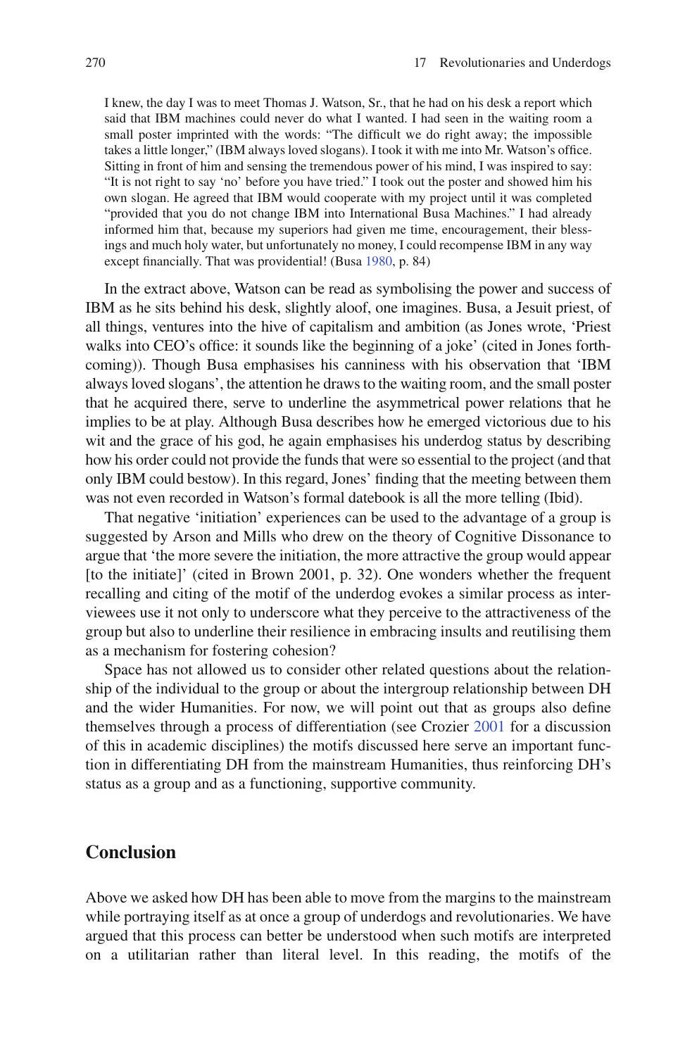> I knew, the day I was to meet Thomas J. Watson, Sr., that he had on his desk a report which said that IBM machines could never do what I wanted. I had seen in the waiting room a small poster imprinted with the words: "The difficult we do right away; the impossible takes a little longer," (IBM always loved slogans). I took it with me into Mr. Watson's office. Sitting in front of him and sensing the tremendous power of his mind, I was inspired to say: "It is not right to say 'no' before you have tried." I took out the poster and showed him his own slogan. He agreed that IBM would cooperate with my project until it was completed "provided that you do not change IBM into International Busa Machines." I had already informed him that, because my superiors had given me time, encouragement, their blessings and much holy water, but unfortunately no money, I could recompense IBM in any way except financially. That was providential! (Busa 1980, p. 84)

In the extract above, Watson can be read as symbolising the power and success of IBM as he sits behind his desk, slightly aloof, one imagines. Busa, a Jesuit priest, of all things, ventures into the hive of capitalism and ambition (as Jones wrote, 'Priest walks into CEO's office: it sounds like the beginning of a joke' (cited in Jones forthcoming)). Though Busa emphasises his canniness with his observation that 'IBM always loved slogans', the attention he draws to the waiting room, and the small poster that he acquired there, serve to underline the asymmetrical power relations that he implies to be at play. Although Busa describes how he emerged victorious due to his wit and the grace of his god, he again emphasises his underdog status by describing how his order could not provide the funds that were so essential to the project (and that only IBM could bestow). In this regard, Jones' finding that the meeting between them was not even recorded in Watson's formal datebook is all the more telling (Ibid).

That negative 'initiation' experiences can be used to the advantage of a group is suggested by Arson and Mills who drew on the theory of Cognitive Dissonance to argue that 'the more severe the initiation, the more attractive the group would appear [to the initiate]' (cited in Brown 2001, p. 32). One wonders whether the frequent recalling and citing of the motif of the underdog evokes a similar process as interviewees use it not only to underscore what they perceive to the attractiveness of the group but also to underline their resilience in embracing insults and reutilising them as a mechanism for fostering cohesion?

Space has not allowed us to consider other related questions about the relationship of the individual to the group or about the intergroup relationship between DH and the wider Humanities. For now, we will point out that as groups also define themselves through a process of differentiation (see Crozier 2001 for a discussion of this in academic disciplines) the motifs discussed here serve an important function in differentiating DH from the mainstream Humanities, thus reinforcing DH's status as a group and as a functioning, supportive community.

## Conclusion

Above we asked how DH has been able to move from the margins to the mainstream while portraying itself as at once a group of underdogs and revolutionaries. We have argued that this process can better be understood when such motifs are interpreted on a utilitarian rather than literal level. In this reading, the motifs of the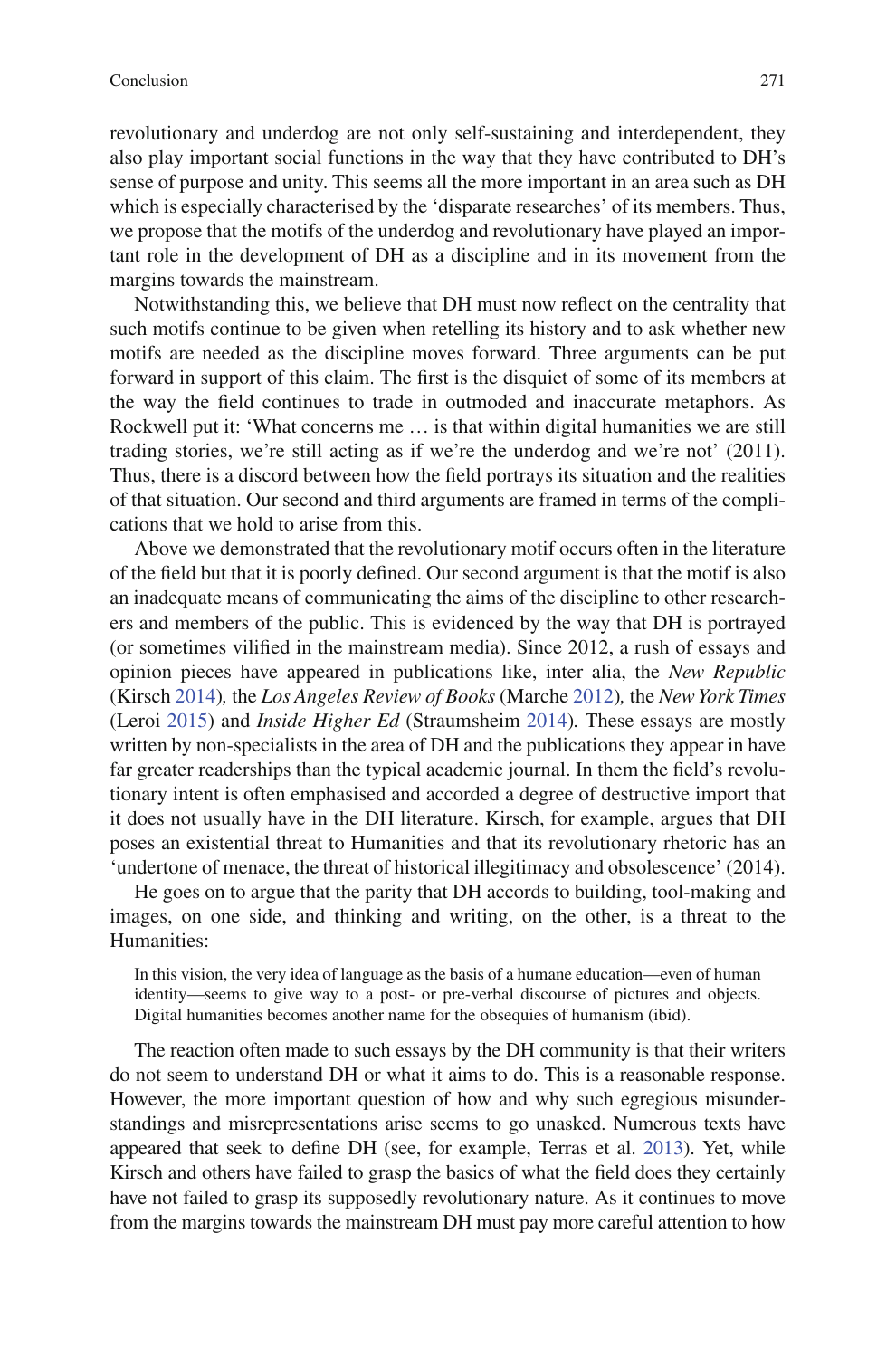revolutionary and underdog are not only self-sustaining and interdependent, they also play important social functions in the way that they have contributed to DH's sense of purpose and unity. This seems all the more important in an area such as DH which is especially characterised by the 'disparate researches' of its members. Thus, we propose that the motifs of the underdog and revolutionary have played an important role in the development of DH as a discipline and in its movement from the margins towards the mainstream.

Notwithstanding this, we believe that DH must now reflect on the centrality that such motifs continue to be given when retelling its history and to ask whether new motifs are needed as the discipline moves forward. Three arguments can be put forward in support of this claim. The first is the disquiet of some of its members at the way the field continues to trade in outmoded and inaccurate metaphors. As Rockwell put it: 'What concerns me … is that within digital humanities we are still trading stories, we're still acting as if we're the underdog and we're not' (2011). Thus, there is a discord between how the field portrays its situation and the realities of that situation. Our second and third arguments are framed in terms of the complications that we hold to arise from this.

Above we demonstrated that the revolutionary motif occurs often in the literature of the field but that it is poorly defined. Our second argument is that the motif is also an inadequate means of communicating the aims of the discipline to other researchers and members of the public. This is evidenced by the way that DH is portrayed (or sometimes vilified in the mainstream media). Since 2012, a rush of essays and opinion pieces have appeared in publications like, inter alia, the *New Republic* (Kirsch 2014)*,* the *Los Angeles Review of Books* (Marche 2012)*,* the *New York Times* (Leroi 2015) and *Inside Higher Ed* (Straumsheim 2014)*.* These essays are mostly written by non-specialists in the area of DH and the publications they appear in have far greater readerships than the typical academic journal. In them the field's revolutionary intent is often emphasised and accorded a degree of destructive import that it does not usually have in the DH literature. Kirsch, for example, argues that DH poses an existential threat to Humanities and that its revolutionary rhetoric has an 'undertone of menace, the threat of historical illegitimacy and obsolescence' (2014).

He goes on to argue that the parity that DH accords to building, tool-making and images, on one side, and thinking and writing, on the other, is a threat to the Humanities:

> In this vision, the very idea of language as the basis of a humane education—even of human identity—seems to give way to a post- or pre-verbal discourse of pictures and objects. Digital humanities becomes another name for the obsequies of humanism (ibid).

The reaction often made to such essays by the DH community is that their writers do not seem to understand DH or what it aims to do. This is a reasonable response. However, the more important question of how and why such egregious misunderstandings and misrepresentations arise seems to go unasked. Numerous texts have appeared that seek to define DH (see, for example, Terras et al. 2013). Yet, while Kirsch and others have failed to grasp the basics of what the field does they certainly have not failed to grasp its supposedly revolutionary nature. As it continues to move from the margins towards the mainstream DH must pay more careful attention to how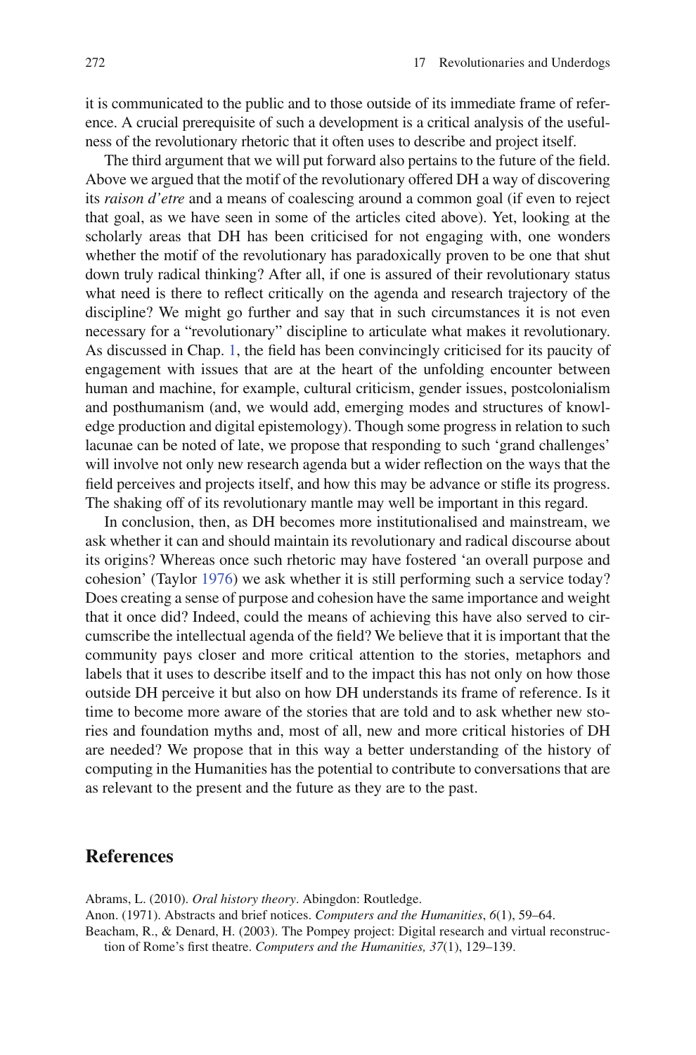it is communicated to the public and to those outside of its immediate frame of reference. A crucial prerequisite of such a development is a critical analysis of the usefulness of the revolutionary rhetoric that it often uses to describe and project itself.

The third argument that we will put forward also pertains to the future of the field. Above we argued that the motif of the revolutionary offered DH a way of discovering its *raison d'etre* and a means of coalescing around a common goal (if even to reject that goal, as we have seen in some of the articles cited above). Yet, looking at the scholarly areas that DH has been criticised for not engaging with, one wonders whether the motif of the revolutionary has paradoxically proven to be one that shut down truly radical thinking? After all, if one is assured of their revolutionary status what need is there to reflect critically on the agenda and research trajectory of the discipline? We might go further and say that in such circumstances it is not even necessary for a "revolutionary" discipline to articulate what makes it revolutionary. As discussed in Chap. 1, the field has been convincingly criticised for its paucity of engagement with issues that are at the heart of the unfolding encounter between human and machine, for example, cultural criticism, gender issues, postcolonialism and posthumanism (and, we would add, emerging modes and structures of knowledge production and digital epistemology). Though some progress in relation to such lacunae can be noted of late, we propose that responding to such 'grand challenges' will involve not only new research agenda but a wider reflection on the ways that the field perceives and projects itself, and how this may be advance or stifle its progress. The shaking off of its revolutionary mantle may well be important in this regard.

In conclusion, then, as DH becomes more institutionalised and mainstream, we ask whether it can and should maintain its revolutionary and radical discourse about its origins? Whereas once such rhetoric may have fostered 'an overall purpose and cohesion' (Taylor 1976) we ask whether it is still performing such a service today? Does creating a sense of purpose and cohesion have the same importance and weight that it once did? Indeed, could the means of achieving this have also served to circumscribe the intellectual agenda of the field? We believe that it is important that the community pays closer and more critical attention to the stories, metaphors and labels that it uses to describe itself and to the impact this has not only on how those outside DH perceive it but also on how DH understands its frame of reference. Is it time to become more aware of the stories that are told and to ask whether new stories and foundation myths and, most of all, new and more critical histories of DH are needed? We propose that in this way a better understanding of the history of computing in the Humanities has the potential to contribute to conversations that are as relevant to the present and the future as they are to the past.

## References

Abrams, L. (2010). *Oral history theory*. Abingdon: Routledge.

Anon. (1971). Abstracts and brief notices. *Computers and the Humanities*, *6*(1), 59–64.

Beacham, R., & Denard, H. (2003). The Pompey project: Digital research and virtual reconstruction of Rome's first theatre. *Computers and the Humanities, 37*(1), 129–139.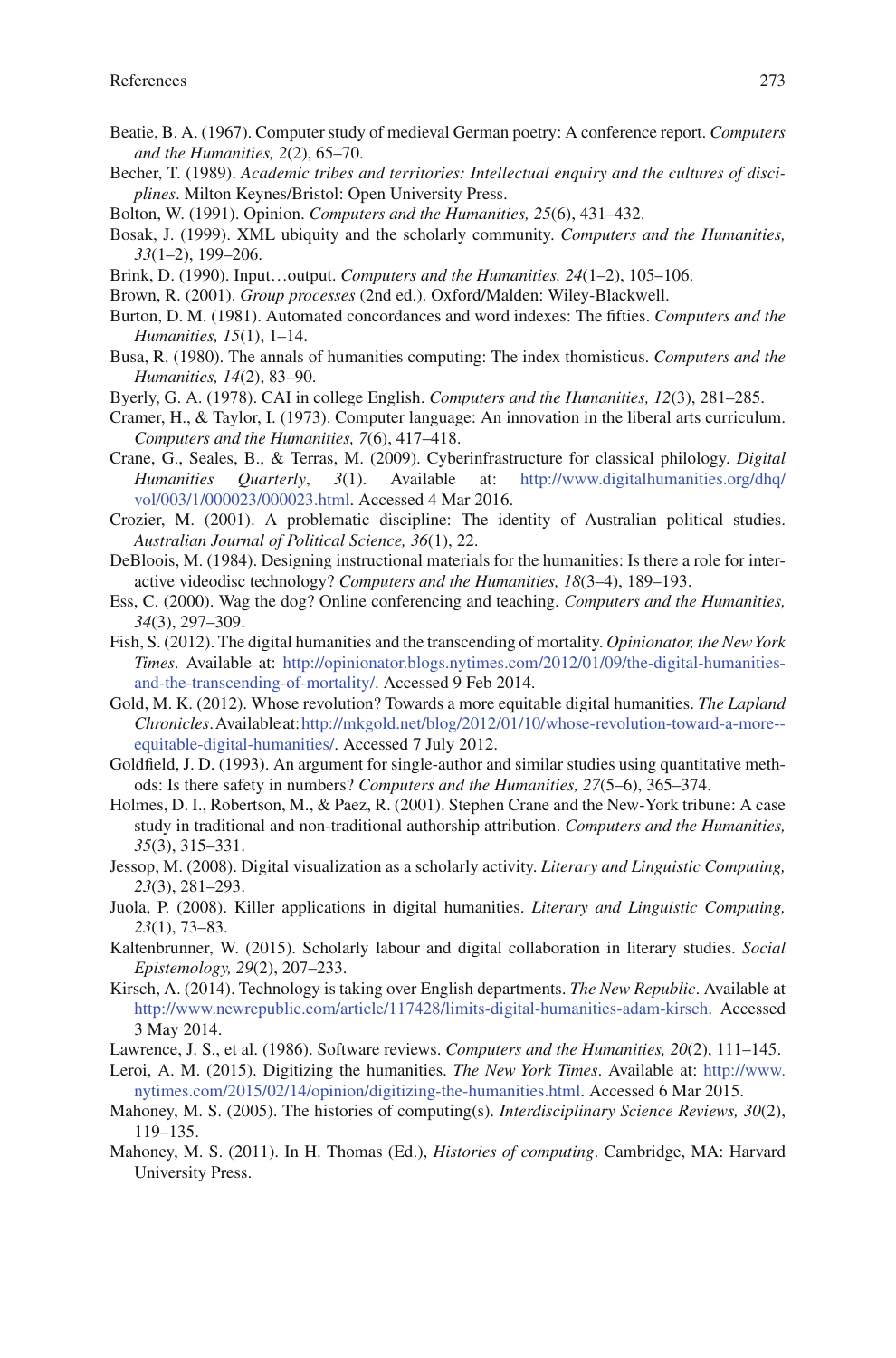Beatie, B. A. (1967). Computer study of medieval German poetry: A conference report. *Computers and the Humanities, 2*(2), 65–70.

Becher, T. (1989). *Academic tribes and territories: Intellectual enquiry and the cultures of disciplines*. Milton Keynes/Bristol: Open University Press.

Bolton, W. (1991). Opinion. *Computers and the Humanities, 25*(6), 431–432.

Bosak, J. (1999). XML ubiquity and the scholarly community. *Computers and the Humanities, 33*(1–2), 199–206.

Brink, D. (1990). Input…output. *Computers and the Humanities, 24*(1–2), 105–106.

Brown, R. (2001). *Group processes* (2nd ed.). Oxford/Malden: Wiley-Blackwell.

Burton, D. M. (1981). Automated concordances and word indexes: The fifties. *Computers and the Humanities, 15*(1), 1–14.

Busa, R. (1980). The annals of humanities computing: The index thomisticus. *Computers and the Humanities, 14*(2), 83–90.

Byerly, G. A. (1978). CAI in college English. *Computers and the Humanities, 12*(3), 281–285.

Cramer, H., & Taylor, I. (1973). Computer language: An innovation in the liberal arts curriculum. *Computers and the Humanities, 7*(6), 417–418.

Crane, G., Seales, B., & Terras, M. (2009). Cyberinfrastructure for classical philology. *Digital Humanities Quarterly*, *3*(1). Available at: http://www.digitalhumanities.org/dhq/vol/003/1/000023/000023.html. Accessed 4 Mar 2016.

Crozier, M. (2001). A problematic discipline: The identity of Australian political studies. *Australian Journal of Political Science, 36*(1), 22.

DeBloois, M. (1984). Designing instructional materials for the humanities: Is there a role for interactive videodisc technology? *Computers and the Humanities, 18*(3–4), 189–193.

Ess, C. (2000). Wag the dog? Online conferencing and teaching. *Computers and the Humanities, 34*(3), 297–309.

Fish, S. (2012). The digital humanities and the transcending of mortality. *Opinionator, the New York Times*. Available at: http://opinionator.blogs.nytimes.com/2012/01/09/the-digital-humanities-and-the-transcending-of-mortality/. Accessed 9 Feb 2014.

Gold, M. K. (2012). Whose revolution? Towards a more equitable digital humanities. *The Lapland Chronicles*. Available at: http://mkgold.net/blog/2012/01/10/whose-revolution-toward-a-more--equitable-digital-humanities/. Accessed 7 July 2012.

Goldfield, J. D. (1993). An argument for single-author and similar studies using quantitative methods: Is there safety in numbers? *Computers and the Humanities, 27*(5–6), 365–374.

Holmes, D. I., Robertson, M., & Paez, R. (2001). Stephen Crane and the New-York tribune: A case study in traditional and non-traditional authorship attribution. *Computers and the Humanities, 35*(3), 315–331.

Jessop, M. (2008). Digital visualization as a scholarly activity. *Literary and Linguistic Computing, 23*(3), 281–293.

Juola, P. (2008). Killer applications in digital humanities. *Literary and Linguistic Computing, 23*(1), 73–83.

Kaltenbrunner, W. (2015). Scholarly labour and digital collaboration in literary studies. *Social Epistemology, 29*(2), 207–233.

Kirsch, A. (2014). Technology is taking over English departments. *The New Republic*. Available at http://www.newrepublic.com/article/117428/limits-digital-humanities-adam-kirsch. Accessed 3 May 2014.

Lawrence, J. S., et al. (1986). Software reviews. *Computers and the Humanities, 20*(2), 111–145.

Leroi, A. M. (2015). Digitizing the humanities. *The New York Times*. Available at: http://www.nytimes.com/2015/02/14/opinion/digitizing-the-humanities.html. Accessed 6 Mar 2015.

Mahoney, M. S. (2005). The histories of computing(s). *Interdisciplinary Science Reviews, 30*(2), 119–135.

Mahoney, M. S. (2011). In H. Thomas (Ed.), *Histories of computing*. Cambridge, MA: Harvard University Press.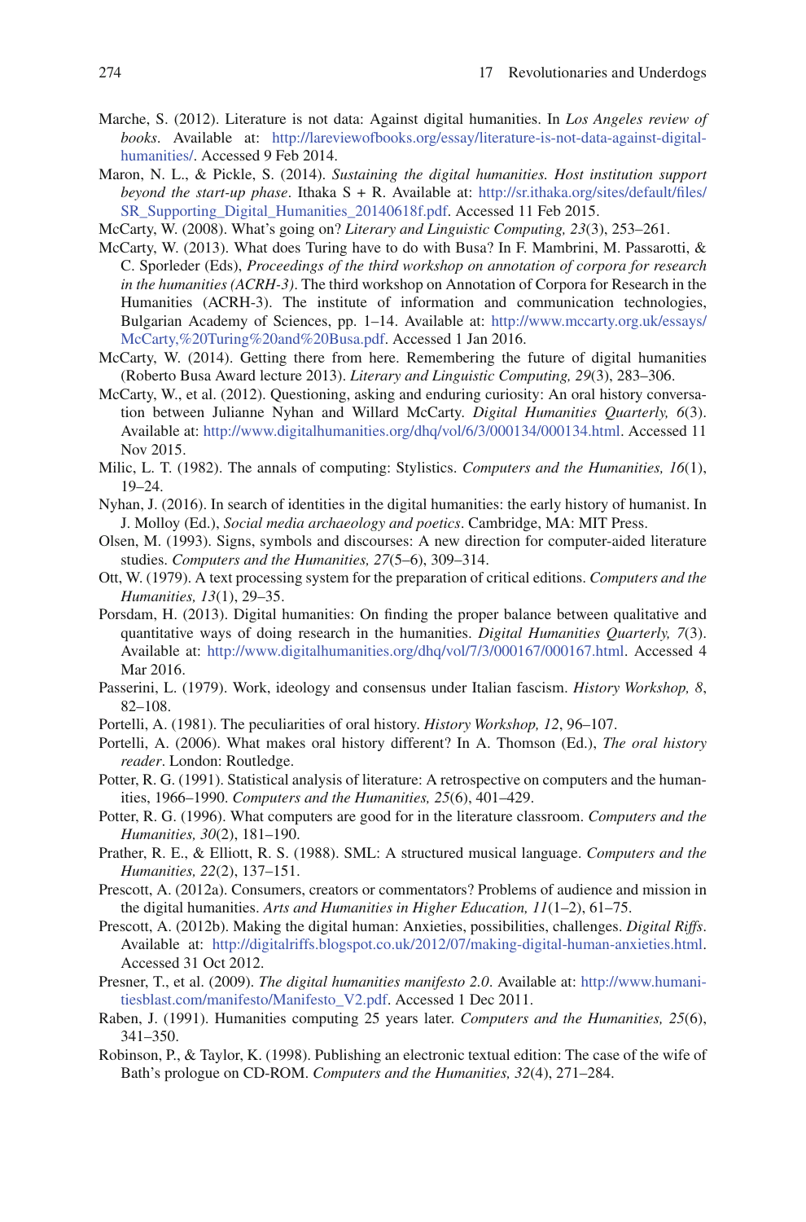Marche, S. (2012). Literature is not data: Against digital humanities. In *Los Angeles review of books*. Available at: http://lareviewofbooks.org/essay/literature-is-not-data-against-digital-humanities/. Accessed 9 Feb 2014.

Maron, N. L., & Pickle, S. (2014). *Sustaining the digital humanities. Host institution support beyond the start-up phase*. Ithaka S + R. Available at: http://sr.ithaka.org/sites/default/files/SR_Supporting_Digital_Humanities_20140618f.pdf. Accessed 11 Feb 2015.

McCarty, W. (2008). What's going on? *Literary and Linguistic Computing, 23*(3), 253–261.

McCarty, W. (2013). What does Turing have to do with Busa? In F. Mambrini, M. Passarotti, & C. Sporleder (Eds), *Proceedings of the third workshop on annotation of corpora for research in the humanities (ACRH-3)*. The third workshop on Annotation of Corpora for Research in the Humanities (ACRH-3). The institute of information and communication technologies, Bulgarian Academy of Sciences, pp. 1–14. Available at: http://www.mccarty.org.uk/essays/McCarty,%20Turing%20and%20Busa.pdf. Accessed 1 Jan 2016.

McCarty, W. (2014). Getting there from here. Remembering the future of digital humanities (Roberto Busa Award lecture 2013). *Literary and Linguistic Computing, 29*(3), 283–306.

McCarty, W., et al. (2012). Questioning, asking and enduring curiosity: An oral history conversation between Julianne Nyhan and Willard McCarty. *Digital Humanities Quarterly, 6*(3). Available at: http://www.digitalhumanities.org/dhq/vol/6/3/000134/000134.html. Accessed 11 Nov 2015.

Milic, L. T. (1982). The annals of computing: Stylistics. *Computers and the Humanities, 16*(1), 19–24.

Nyhan, J. (2016). In search of identities in the digital humanities: the early history of humanist. In J. Molloy (Ed.), *Social media archaeology and poetics*. Cambridge, MA: MIT Press.

Olsen, M. (1993). Signs, symbols and discourses: A new direction for computer-aided literature studies. *Computers and the Humanities, 27*(5–6), 309–314.

Ott, W. (1979). A text processing system for the preparation of critical editions. *Computers and the Humanities, 13*(1), 29–35.

Porsdam, H. (2013). Digital humanities: On finding the proper balance between qualitative and quantitative ways of doing research in the humanities. *Digital Humanities Quarterly, 7*(3). Available at: http://www.digitalhumanities.org/dhq/vol/7/3/000167/000167.html. Accessed 4 Mar 2016.

Passerini, L. (1979). Work, ideology and consensus under Italian fascism. *History Workshop, 8*, 82–108.

Portelli, A. (1981). The peculiarities of oral history. *History Workshop, 12*, 96–107.

Portelli, A. (2006). What makes oral history different? In A. Thomson (Ed.), *The oral history reader*. London: Routledge.

Potter, R. G. (1991). Statistical analysis of literature: A retrospective on computers and the humanities, 1966–1990. *Computers and the Humanities, 25*(6), 401–429.

Potter, R. G. (1996). What computers are good for in the literature classroom. *Computers and the Humanities, 30*(2), 181–190.

Prather, R. E., & Elliott, R. S. (1988). SML: A structured musical language. *Computers and the Humanities, 22*(2), 137–151.

Prescott, A. (2012a). Consumers, creators or commentators? Problems of audience and mission in the digital humanities. *Arts and Humanities in Higher Education, 11*(1–2), 61–75.

Prescott, A. (2012b). Making the digital human: Anxieties, possibilities, challenges. *Digital Riffs*. Available at: http://digitalriffs.blogspot.co.uk/2012/07/making-digital-human-anxieties.html. Accessed 31 Oct 2012.

Presner, T., et al. (2009). *The digital humanities manifesto 2.0*. Available at: http://www.humanitiesblast.com/manifesto/Manifesto_V2.pdf. Accessed 1 Dec 2011.

Raben, J. (1991). Humanities computing 25 years later. *Computers and the Humanities, 25*(6), 341–350.

Robinson, P., & Taylor, K. (1998). Publishing an electronic textual edition: The case of the wife of Bath's prologue on CD-ROM. *Computers and the Humanities, 32*(4), 271–284.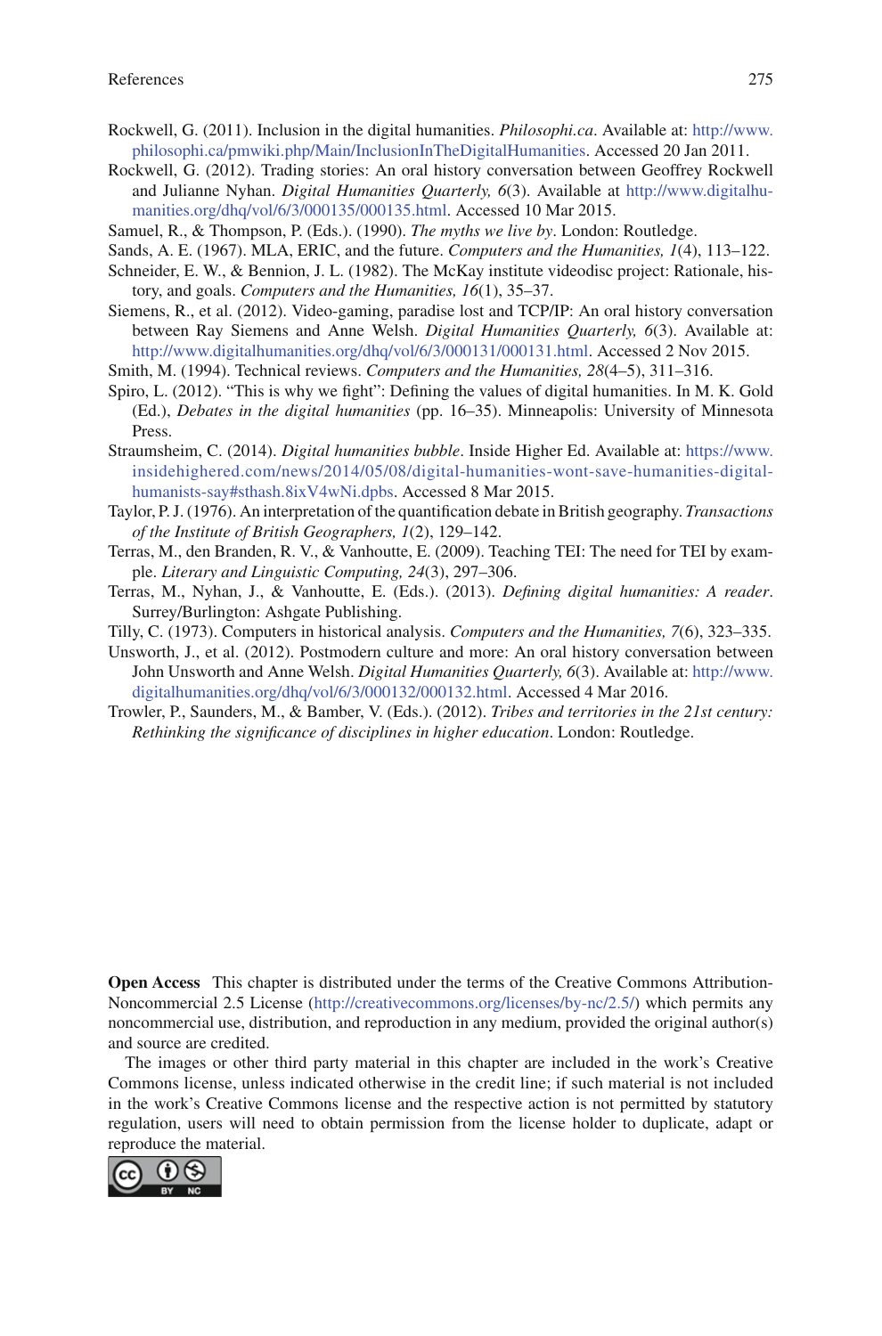Rockwell, G. (2011). Inclusion in the digital humanities. *Philosophi.ca*. Available at: http://www.philosophi.ca/pmwiki.php/Main/InclusionInTheDigitalHumanities. Accessed 20 Jan 2011.

Rockwell, G. (2012). Trading stories: An oral history conversation between Geoffrey Rockwell and Julianne Nyhan. *Digital Humanities Quarterly, 6*(3). Available at http://www.digitalhumanities.org/dhq/vol/6/3/000135/000135.html. Accessed 10 Mar 2015.

Samuel, R., & Thompson, P. (Eds.). (1990). *The myths we live by*. London: Routledge.

Sands, A. E. (1967). MLA, ERIC, and the future. *Computers and the Humanities, 1*(4), 113–122.

Schneider, E. W., & Bennion, J. L. (1982). The McKay institute videodisc project: Rationale, history, and goals. *Computers and the Humanities, 16*(1), 35–37.

Siemens, R., et al. (2012). Video-gaming, paradise lost and TCP/IP: An oral history conversation between Ray Siemens and Anne Welsh. *Digital Humanities Quarterly, 6*(3). Available at: http://www.digitalhumanities.org/dhq/vol/6/3/000131/000131.html. Accessed 2 Nov 2015.

Smith, M. (1994). Technical reviews. *Computers and the Humanities, 28*(4–5), 311–316.

Spiro, L. (2012). "This is why we fight": Defining the values of digital humanities. In M. K. Gold (Ed.), *Debates in the digital humanities* (pp. 16–35). Minneapolis: University of Minnesota Press.

Straumsheim, C. (2014). *Digital humanities bubble*. Inside Higher Ed. Available at: https://www.insidehighered.com/news/2014/05/08/digital-humanities-wont-save-humanities-digital-humanists-say#sthash.8ixV4wNi.dpbs. Accessed 8 Mar 2015.

Taylor, P. J. (1976). An interpretation of the quantification debate in British geography. *Transactions of the Institute of British Geographers, 1*(2), 129–142.

Terras, M., den Branden, R. V., & Vanhoutte, E. (2009). Teaching TEI: The need for TEI by example. *Literary and Linguistic Computing, 24*(3), 297–306.

Terras, M., Nyhan, J., & Vanhoutte, E. (Eds.). (2013). *Defining digital humanities: A reader*. Surrey/Burlington: Ashgate Publishing.

Tilly, C. (1973). Computers in historical analysis. *Computers and the Humanities, 7*(6), 323–335.

Unsworth, J., et al. (2012). Postmodern culture and more: An oral history conversation between John Unsworth and Anne Welsh. *Digital Humanities Quarterly, 6*(3). Available at: http://www.digitalhumanities.org/dhq/vol/6/3/000132/000132.html. Accessed 4 Mar 2016.

Trowler, P., Saunders, M., & Bamber, V. (Eds.). (2012). *Tribes and territories in the 21st century: Rethinking the significance of disciplines in higher education*. London: Routledge.

**Open Access** This chapter is distributed under the terms of the Creative Commons Attribution-Noncommercial 2.5 License (http://creativecommons.org/licenses/by-nc/2.5/) which permits any noncommercial use, distribution, and reproduction in any medium, provided the original author(s) and source are credited.

The images or other third party material in this chapter are included in the work's Creative Commons license, unless indicated otherwise in the credit line; if such material is not included in the work's Creative Commons license and the respective action is not permitted by statutory regulation, users will need to obtain permission from the license holder to duplicate, adapt or reproduce the material.